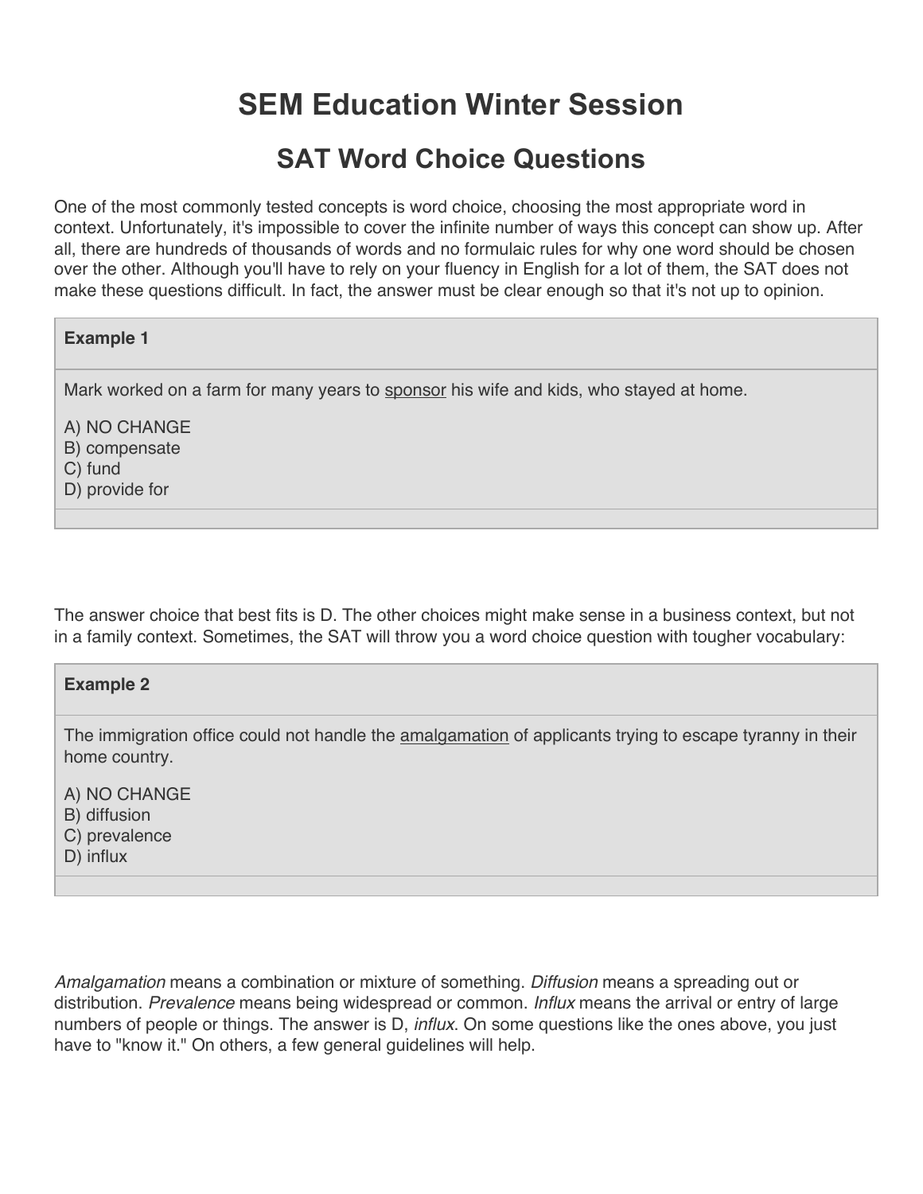# SEM Education Winter Session

## SAT Word Choice Questions

One of the most commonly tested concepts is word choice, choosing the most appropriate word in context. Unfortunately, it's impossible to cover the infinite number of ways this concept can show up. After all, there are hundreds of thousands of words and no formulaic rules for why one word should be chosen over the other. Although you'll have to rely on your fluency in English for a lot of them, the SAT does not make these questions difficult. In fact, the answer must be clear enough so that it's not up to opinion.

**Example 1**

Mark worked on a farm for many years to <u>sponsor</u> his wife and kids, who stayed at home.

A) NO CHANGE
B) compensate
C) fund
D) provide for

The answer choice that best fits is D. The other choices might make sense in a business context, but not in a family context. Sometimes, the SAT will throw you a word choice question with tougher vocabulary:

**Example 2**

The immigration office could not handle the <u>amalgamation</u> of applicants trying to escape tyranny in their home country.

A) NO CHANGE
B) diffusion
C) prevalence
D) influx

*Amalgamation* means a combination or mixture of something. *Diffusion* means a spreading out or distribution. *Prevalence* means being widespread or common. *Influx* means the arrival or entry of large numbers of people or things. The answer is D, *influx*. On some questions like the ones above, you just have to "know it." On others, a few general guidelines will help.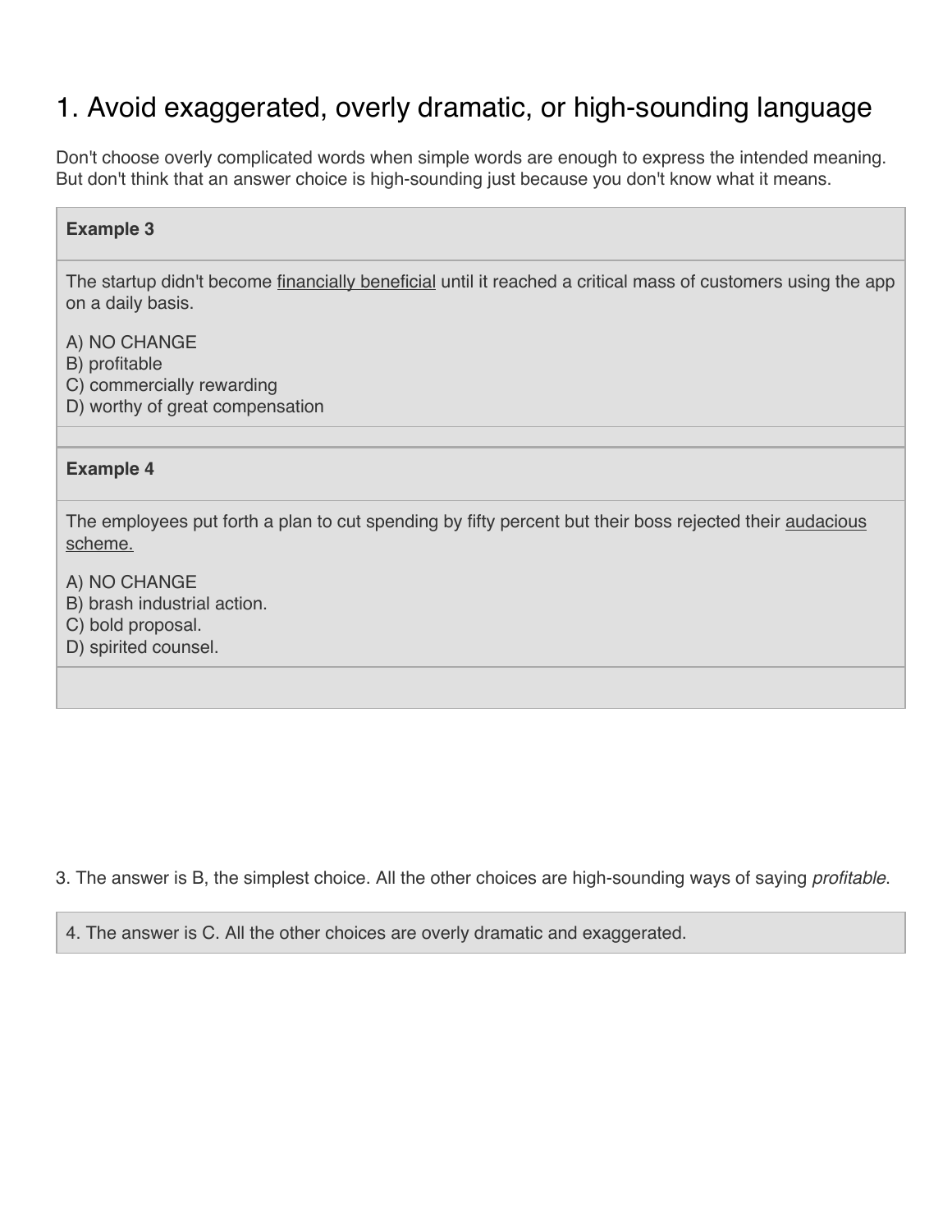## 1. Avoid exaggerated, overly dramatic, or high-sounding language

Don't choose overly complicated words when simple words are enough to express the intended meaning. But don't think that an answer choice is high-sounding just because you don't know what it means.

**Example 3**

The startup didn't become <u>financially beneficial</u> until it reached a critical mass of customers using the app on a daily basis.

A) NO CHANGE
B) profitable
C) commercially rewarding
D) worthy of great compensation

**Example 4**

The employees put forth a plan to cut spending by fifty percent but their boss rejected their <u>audacious scheme.</u>

A) NO CHANGE
B) brash industrial action.
C) bold proposal.
D) spirited counsel.

3. The answer is B, the simplest choice. All the other choices are high-sounding ways of saying *profitable*.

4. The answer is C. All the other choices are overly dramatic and exaggerated.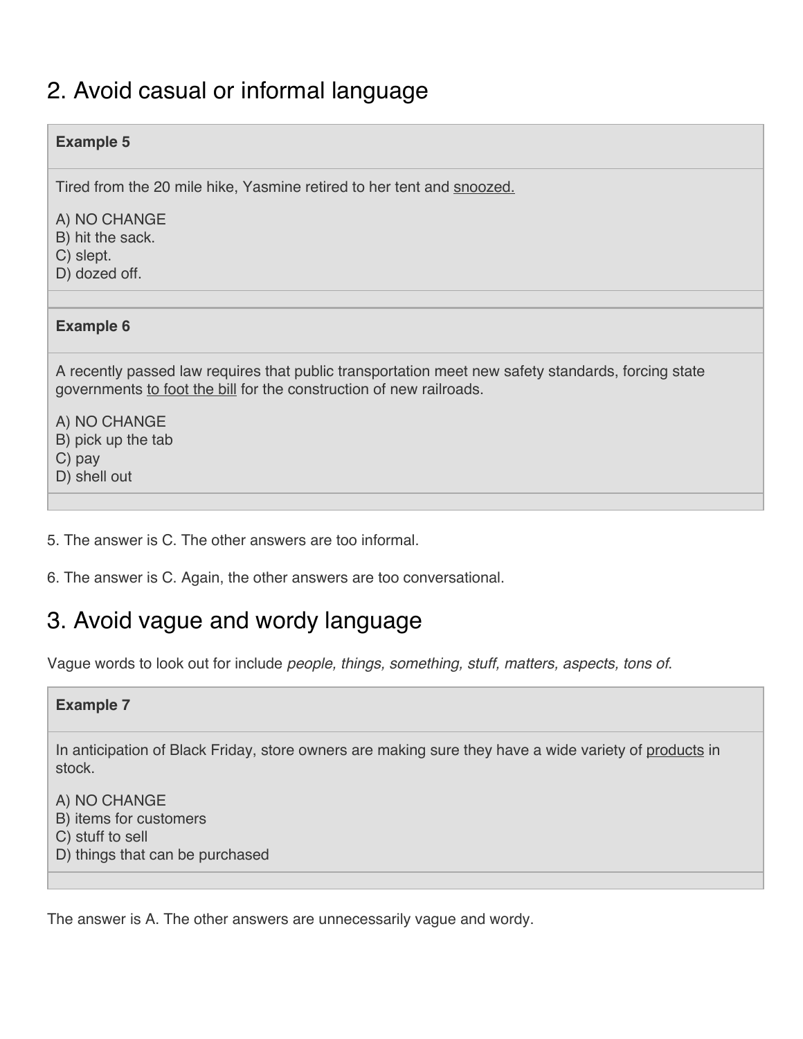## 2. Avoid casual or informal language

**Example 5**

Tired from the 20 mile hike, Yasmine retired to her tent and <u>snoozed.</u>

A) NO CHANGE
B) hit the sack.
C) slept.
D) dozed off.

**Example 6**

A recently passed law requires that public transportation meet new safety standards, forcing state governments <u>to foot the bill</u> for the construction of new railroads.

A) NO CHANGE
B) pick up the tab
C) pay
D) shell out

5. The answer is C. The other answers are too informal.

6. The answer is C. Again, the other answers are too conversational.

## 3. Avoid vague and wordy language

Vague words to look out for include *people, things, something, stuff, matters, aspects, tons of.*

**Example 7**

In anticipation of Black Friday, store owners are making sure they have a wide variety of <u>products</u> in stock.

A) NO CHANGE
B) items for customers
C) stuff to sell
D) things that can be purchased

The answer is A. The other answers are unnecessarily vague and wordy.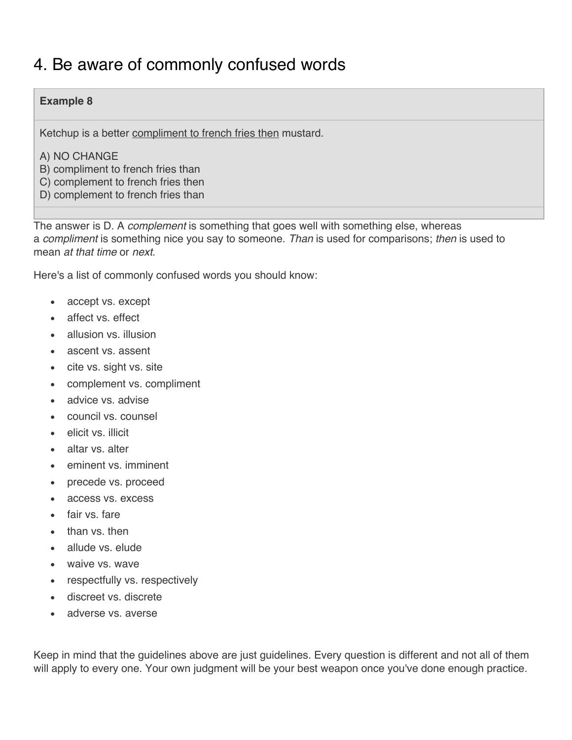# 4. Be aware of commonly confused words

**Example 8**

Ketchup is a better <u>compliment to french fries then</u> mustard.

A) NO CHANGE
B) compliment to french fries than
C) complement to french fries then
D) complement to french fries than

The answer is D. A *complement* is something that goes well with something else, whereas a *compliment* is something nice you say to someone. *Than* is used for comparisons; *then* is used to mean *at that time* or *next*.

Here's a list of commonly confused words you should know:

- accept vs. except
- affect vs. effect
- allusion vs. illusion
- ascent vs. assent
- cite vs. sight vs. site
- complement vs. compliment
- advice vs. advise
- council vs. counsel
- elicit vs. illicit
- altar vs. alter
- eminent vs. imminent
- precede vs. proceed
- access vs. excess
- fair vs. fare
- than vs. then
- allude vs. elude
- waive vs. wave
- respectfully vs. respectively
- discreet vs. discrete
- adverse vs. averse

Keep in mind that the guidelines above are just guidelines. Every question is different and not all of them will apply to every one. Your own judgment will be your best weapon once you've done enough practice.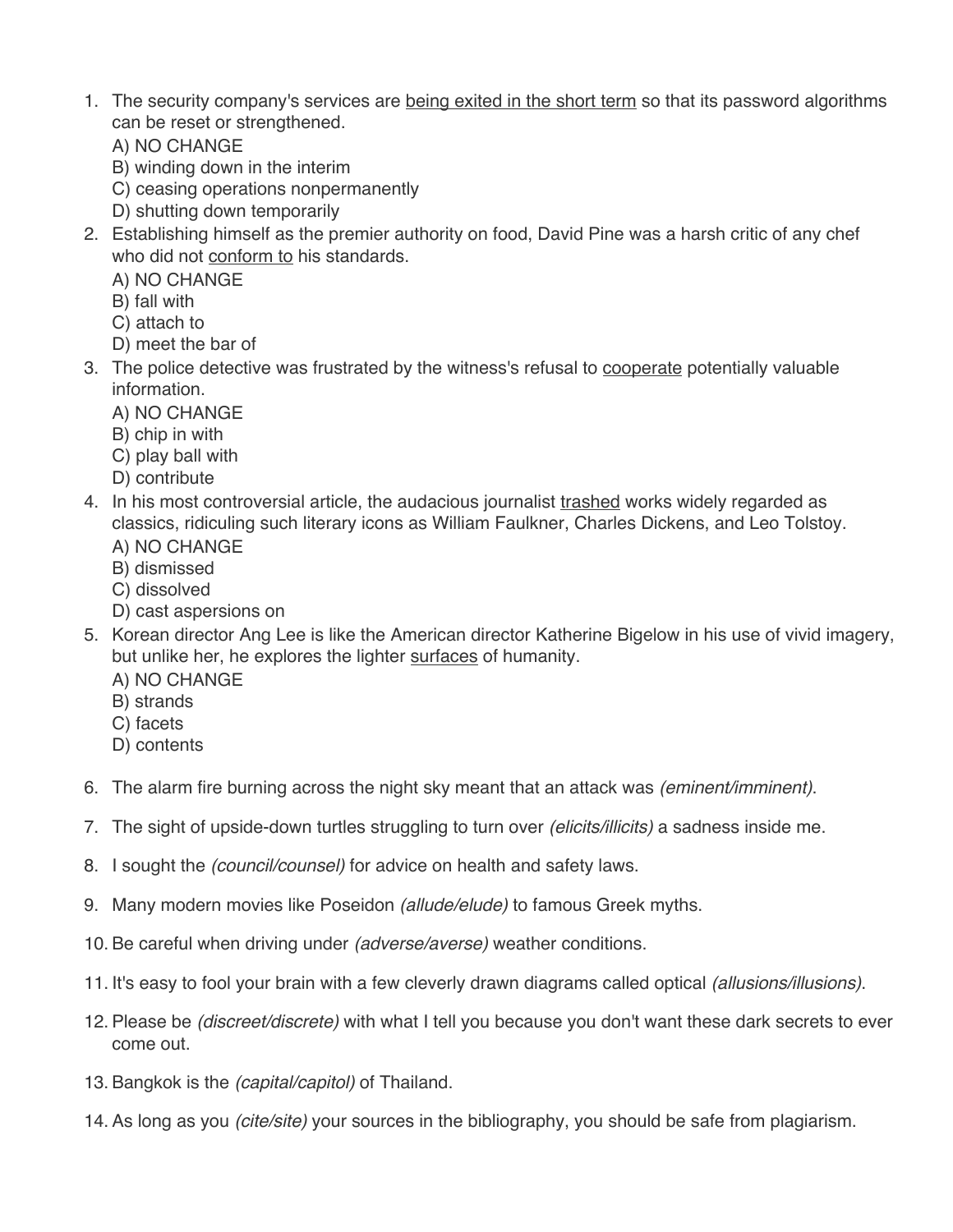1. The security company's services are <u>being exited in the short term</u> so that its password algorithms can be reset or strengthened.
   A) NO CHANGE
   B) winding down in the interim
   C) ceasing operations nonpermanently
   D) shutting down temporarily
2. Establishing himself as the premier authority on food, David Pine was a harsh critic of any chef who did not <u>conform to</u> his standards.
   A) NO CHANGE
   B) fall with
   C) attach to
   D) meet the bar of
3. The police detective was frustrated by the witness's refusal to <u>cooperate</u> potentially valuable information.
   A) NO CHANGE
   B) chip in with
   C) play ball with
   D) contribute
4. In his most controversial article, the audacious journalist <u>trashed</u> works widely regarded as classics, ridiculing such literary icons as William Faulkner, Charles Dickens, and Leo Tolstoy.
   A) NO CHANGE
   B) dismissed
   C) dissolved
   D) cast aspersions on
5. Korean director Ang Lee is like the American director Katherine Bigelow in his use of vivid imagery, but unlike her, he explores the lighter <u>surfaces</u> of humanity.
   A) NO CHANGE
   B) strands
   C) facets
   D) contents

6. The alarm fire burning across the night sky meant that an attack was *(eminent/imminent)*.

7. The sight of upside-down turtles struggling to turn over *(elicits/illicits)* a sadness inside me.

8. I sought the *(council/counsel)* for advice on health and safety laws.

9. Many modern movies like Poseidon *(allude/elude)* to famous Greek myths.

10. Be careful when driving under *(adverse/averse)* weather conditions.

11. It's easy to fool your brain with a few cleverly drawn diagrams called optical *(allusions/illusions)*.

12. Please be *(discreet/discrete)* with what I tell you because you don't want these dark secrets to ever come out.

13. Bangkok is the *(capital/capitol)* of Thailand.

14. As long as you *(cite/site)* your sources in the bibliography, you should be safe from plagiarism.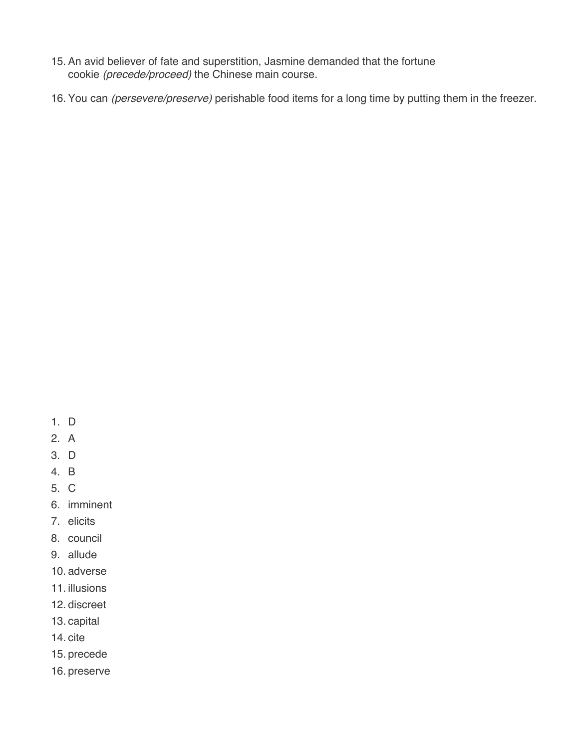15. An avid believer of fate and superstition, Jasmine demanded that the fortune cookie *(precede/proceed)* the Chinese main course.

16. You can *(persevere/preserve)* perishable food items for a long time by putting them in the freezer.

1. D
2. A
3. D
4. B
5. C
6. imminent
7. elicits
8. council
9. allude
10. adverse
11. illusions
12. discreet
13. capital
14. cite
15. precede
16. preserve